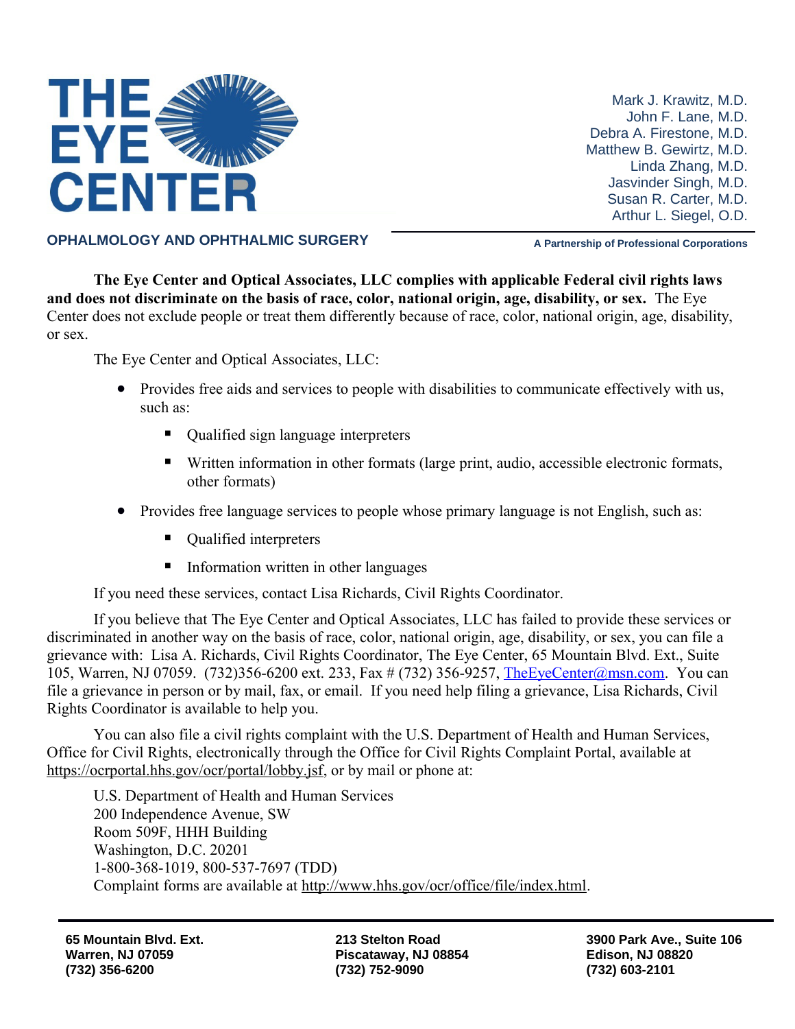# THE EYE CENTER

**OPHALMOLOGY AND OPHTHALMIC SURGERY**

Mark J. Krawitz, M.D.
John F. Lane, M.D.
Debra A. Firestone, M.D.
Matthew B. Gewirtz, M.D.
Linda Zhang, M.D.
Jasvinder Singh, M.D.
Susan R. Carter, M.D.
Arthur L. Siegel, O.D.

**A Partnership of Professional Corporations**

**The Eye Center and Optical Associates, LLC complies with applicable Federal civil rights laws and does not discriminate on the basis of race, color, national origin, age, disability, or sex.** The Eye Center does not exclude people or treat them differently because of race, color, national origin, age, disability, or sex.

The Eye Center and Optical Associates, LLC:

- Provides free aids and services to people with disabilities to communicate effectively with us, such as:
  - Qualified sign language interpreters
  - Written information in other formats (large print, audio, accessible electronic formats, other formats)
- Provides free language services to people whose primary language is not English, such as:
  - Qualified interpreters
  - Information written in other languages

If you need these services, contact Lisa Richards, Civil Rights Coordinator.

If you believe that The Eye Center and Optical Associates, LLC has failed to provide these services or discriminated in another way on the basis of race, color, national origin, age, disability, or sex, you can file a grievance with: Lisa A. Richards, Civil Rights Coordinator, The Eye Center, 65 Mountain Blvd. Ext., Suite 105, Warren, NJ 07059. (732)356-6200 ext. 233, Fax # (732) 356-9257, TheEyeCenter@msn.com. You can file a grievance in person or by mail, fax, or email. If you need help filing a grievance, Lisa Richards, Civil Rights Coordinator is available to help you.

You can also file a civil rights complaint with the U.S. Department of Health and Human Services, Office for Civil Rights, electronically through the Office for Civil Rights Complaint Portal, available at https://ocrportal.hhs.gov/ocr/portal/lobby.jsf, or by mail or phone at:

U.S. Department of Health and Human Services
200 Independence Avenue, SW
Room 509F, HHH Building
Washington, D.C. 20201
1-800-368-1019, 800-537-7697 (TDD)
Complaint forms are available at http://www.hhs.gov/ocr/office/file/index.html.

**65 Mountain Blvd. Ext.**
**Warren, NJ 07059**
**(732) 356-6200**

**213 Stelton Road**
**Piscataway, NJ 08854**
**(732) 752-9090**

**3900 Park Ave., Suite 106**
**Edison, NJ 08820**
**(732) 603-2101**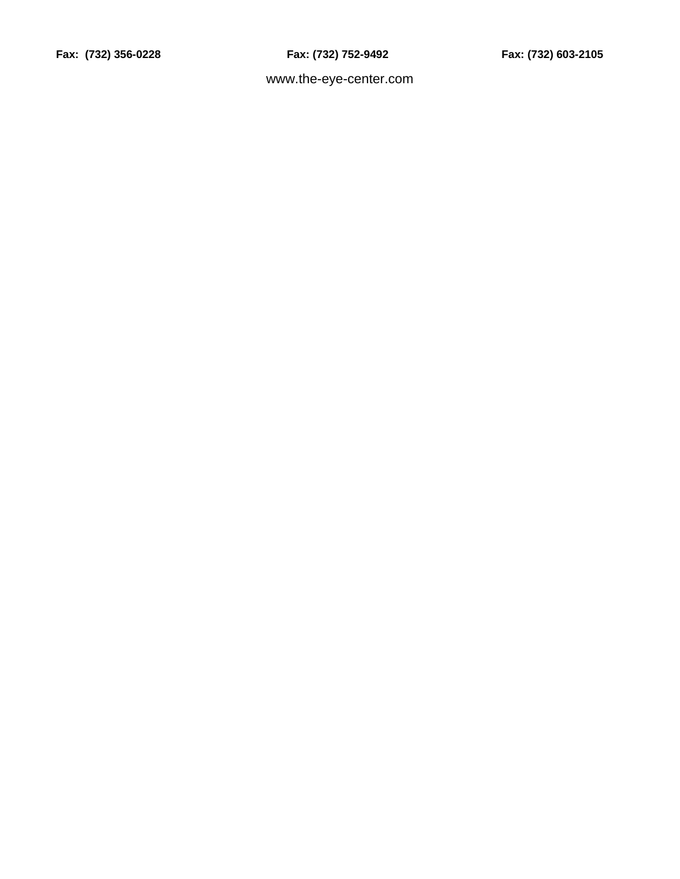**Fax: (732) 356-0228** **Fax: (732) 752-9492** **Fax: (732) 603-2105**

www.the-eye-center.com